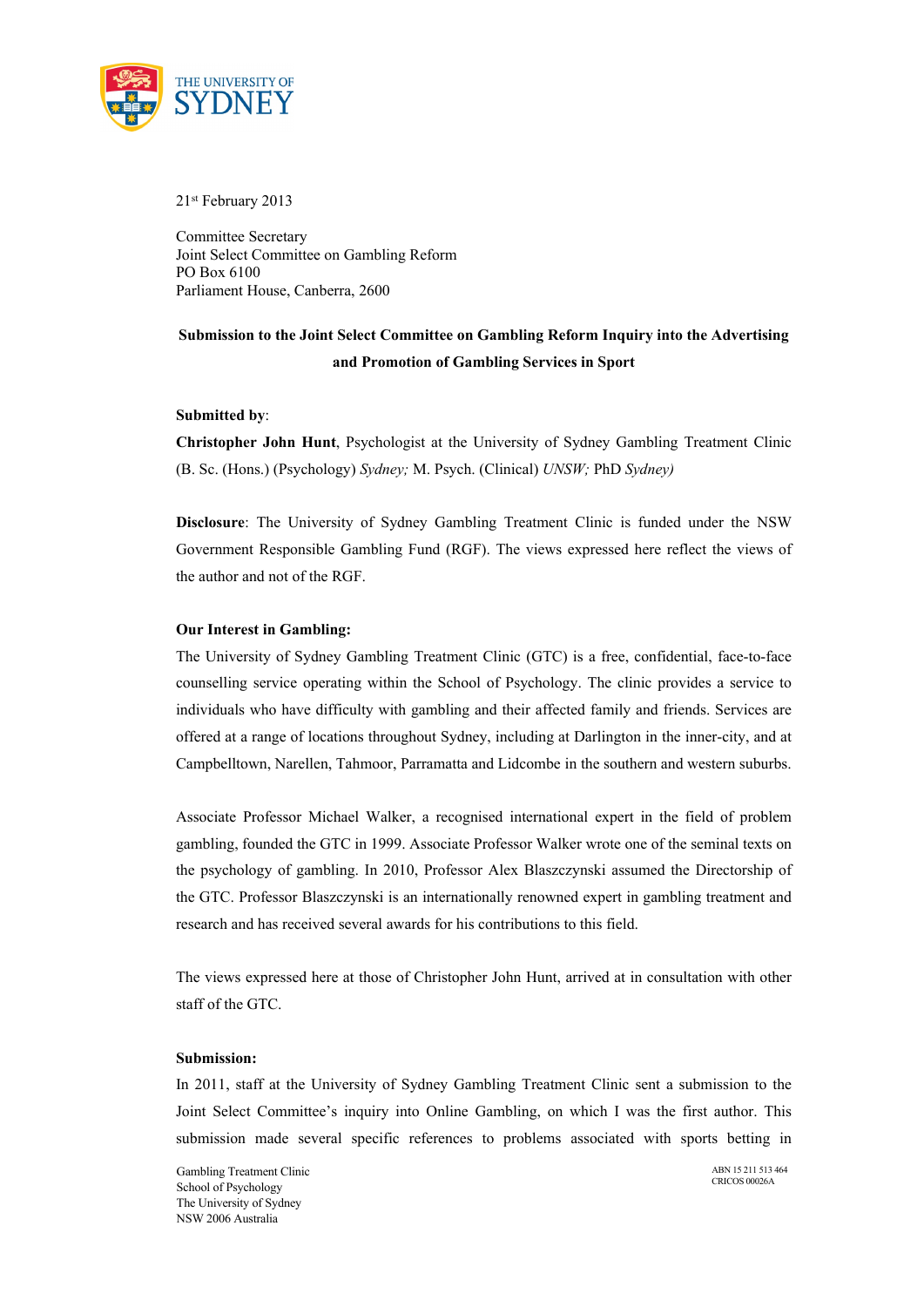THE UNIVERSITY OF SYDNEY

21st February 2013

Committee Secretary
Joint Select Committee on Gambling Reform
PO Box 6100
Parliament House, Canberra, 2600

**Submission to the Joint Select Committee on Gambling Reform Inquiry into the Advertising and Promotion of Gambling Services in Sport**

**Submitted by**:

**Christopher John Hunt**, Psychologist at the University of Sydney Gambling Treatment Clinic (B. Sc. (Hons.) (Psychology) *Sydney;* M. Psych. (Clinical) *UNSW;* PhD *Sydney)*

**Disclosure**: The University of Sydney Gambling Treatment Clinic is funded under the NSW Government Responsible Gambling Fund (RGF). The views expressed here reflect the views of the author and not of the RGF.

**Our Interest in Gambling:**

The University of Sydney Gambling Treatment Clinic (GTC) is a free, confidential, face-to-face counselling service operating within the School of Psychology. The clinic provides a service to individuals who have difficulty with gambling and their affected family and friends. Services are offered at a range of locations throughout Sydney, including at Darlington in the inner-city, and at Campbelltown, Narellen, Tahmoor, Parramatta and Lidcombe in the southern and western suburbs.

Associate Professor Michael Walker, a recognised international expert in the field of problem gambling, founded the GTC in 1999. Associate Professor Walker wrote one of the seminal texts on the psychology of gambling. In 2010, Professor Alex Blaszczynski assumed the Directorship of the GTC. Professor Blaszczynski is an internationally renowned expert in gambling treatment and research and has received several awards for his contributions to this field.

The views expressed here at those of Christopher John Hunt, arrived at in consultation with other staff of the GTC.

**Submission:**

In 2011, staff at the University of Sydney Gambling Treatment Clinic sent a submission to the Joint Select Committee's inquiry into Online Gambling, on which I was the first author. This submission made several specific references to problems associated with sports betting in

Gambling Treatment Clinic
School of Psychology
The University of Sydney
NSW 2006 Australia

ABN 15 211 513 464
CRICOS 00026A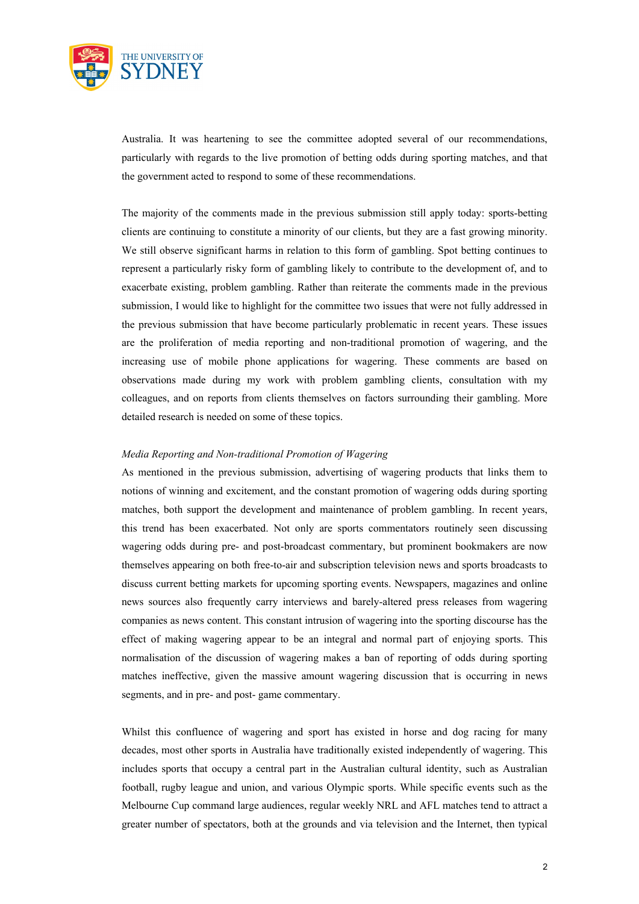Australia. It was heartening to see the committee adopted several of our recommendations, particularly with regards to the live promotion of betting odds during sporting matches, and that the government acted to respond to some of these recommendations.

The majority of the comments made in the previous submission still apply today: sports-betting clients are continuing to constitute a minority of our clients, but they are a fast growing minority. We still observe significant harms in relation to this form of gambling. Spot betting continues to represent a particularly risky form of gambling likely to contribute to the development of, and to exacerbate existing, problem gambling. Rather than reiterate the comments made in the previous submission, I would like to highlight for the committee two issues that were not fully addressed in the previous submission that have become particularly problematic in recent years. These issues are the proliferation of media reporting and non-traditional promotion of wagering, and the increasing use of mobile phone applications for wagering. These comments are based on observations made during my work with problem gambling clients, consultation with my colleagues, and on reports from clients themselves on factors surrounding their gambling. More detailed research is needed on some of these topics.

*Media Reporting and Non-traditional Promotion of Wagering*

As mentioned in the previous submission, advertising of wagering products that links them to notions of winning and excitement, and the constant promotion of wagering odds during sporting matches, both support the development and maintenance of problem gambling. In recent years, this trend has been exacerbated. Not only are sports commentators routinely seen discussing wagering odds during pre- and post-broadcast commentary, but prominent bookmakers are now themselves appearing on both free-to-air and subscription television news and sports broadcasts to discuss current betting markets for upcoming sporting events. Newspapers, magazines and online news sources also frequently carry interviews and barely-altered press releases from wagering companies as news content. This constant intrusion of wagering into the sporting discourse has the effect of making wagering appear to be an integral and normal part of enjoying sports. This normalisation of the discussion of wagering makes a ban of reporting of odds during sporting matches ineffective, given the massive amount wagering discussion that is occurring in news segments, and in pre- and post- game commentary.

Whilst this confluence of wagering and sport has existed in horse and dog racing for many decades, most other sports in Australia have traditionally existed independently of wagering. This includes sports that occupy a central part in the Australian cultural identity, such as Australian football, rugby league and union, and various Olympic sports. While specific events such as the Melbourne Cup command large audiences, regular weekly NRL and AFL matches tend to attract a greater number of spectators, both at the grounds and via television and the Internet, then typical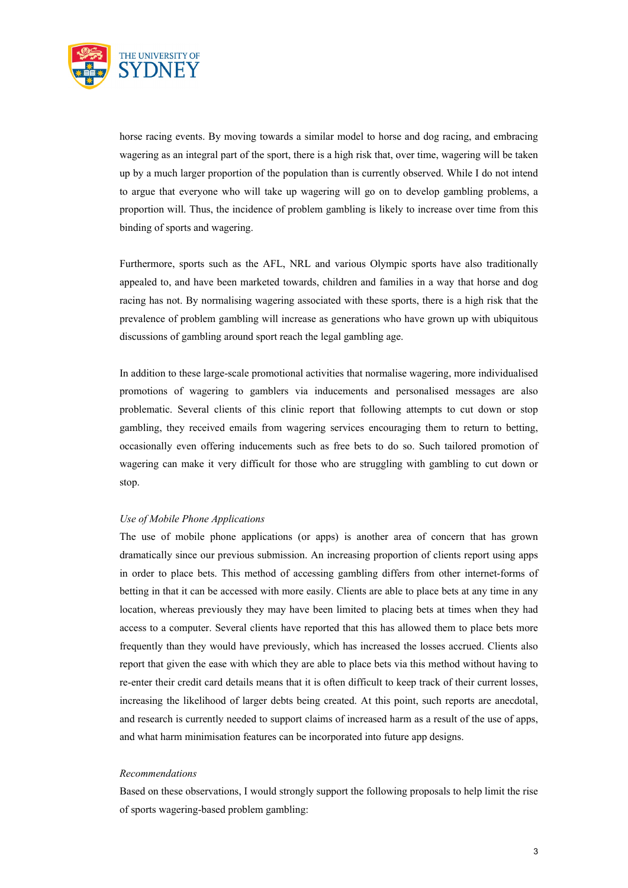horse racing events. By moving towards a similar model to horse and dog racing, and embracing wagering as an integral part of the sport, there is a high risk that, over time, wagering will be taken up by a much larger proportion of the population than is currently observed. While I do not intend to argue that everyone who will take up wagering will go on to develop gambling problems, a proportion will. Thus, the incidence of problem gambling is likely to increase over time from this binding of sports and wagering.

Furthermore, sports such as the AFL, NRL and various Olympic sports have also traditionally appealed to, and have been marketed towards, children and families in a way that horse and dog racing has not. By normalising wagering associated with these sports, there is a high risk that the prevalence of problem gambling will increase as generations who have grown up with ubiquitous discussions of gambling around sport reach the legal gambling age.

In addition to these large-scale promotional activities that normalise wagering, more individualised promotions of wagering to gamblers via inducements and personalised messages are also problematic. Several clients of this clinic report that following attempts to cut down or stop gambling, they received emails from wagering services encouraging them to return to betting, occasionally even offering inducements such as free bets to do so. Such tailored promotion of wagering can make it very difficult for those who are struggling with gambling to cut down or stop.

*Use of Mobile Phone Applications*

The use of mobile phone applications (or apps) is another area of concern that has grown dramatically since our previous submission. An increasing proportion of clients report using apps in order to place bets. This method of accessing gambling differs from other internet-forms of betting in that it can be accessed with more easily. Clients are able to place bets at any time in any location, whereas previously they may have been limited to placing bets at times when they had access to a computer. Several clients have reported that this has allowed them to place bets more frequently than they would have previously, which has increased the losses accrued. Clients also report that given the ease with which they are able to place bets via this method without having to re-enter their credit card details means that it is often difficult to keep track of their current losses, increasing the likelihood of larger debts being created. At this point, such reports are anecdotal, and research is currently needed to support claims of increased harm as a result of the use of apps, and what harm minimisation features can be incorporated into future app designs.

*Recommendations*

Based on these observations, I would strongly support the following proposals to help limit the rise of sports wagering-based problem gambling: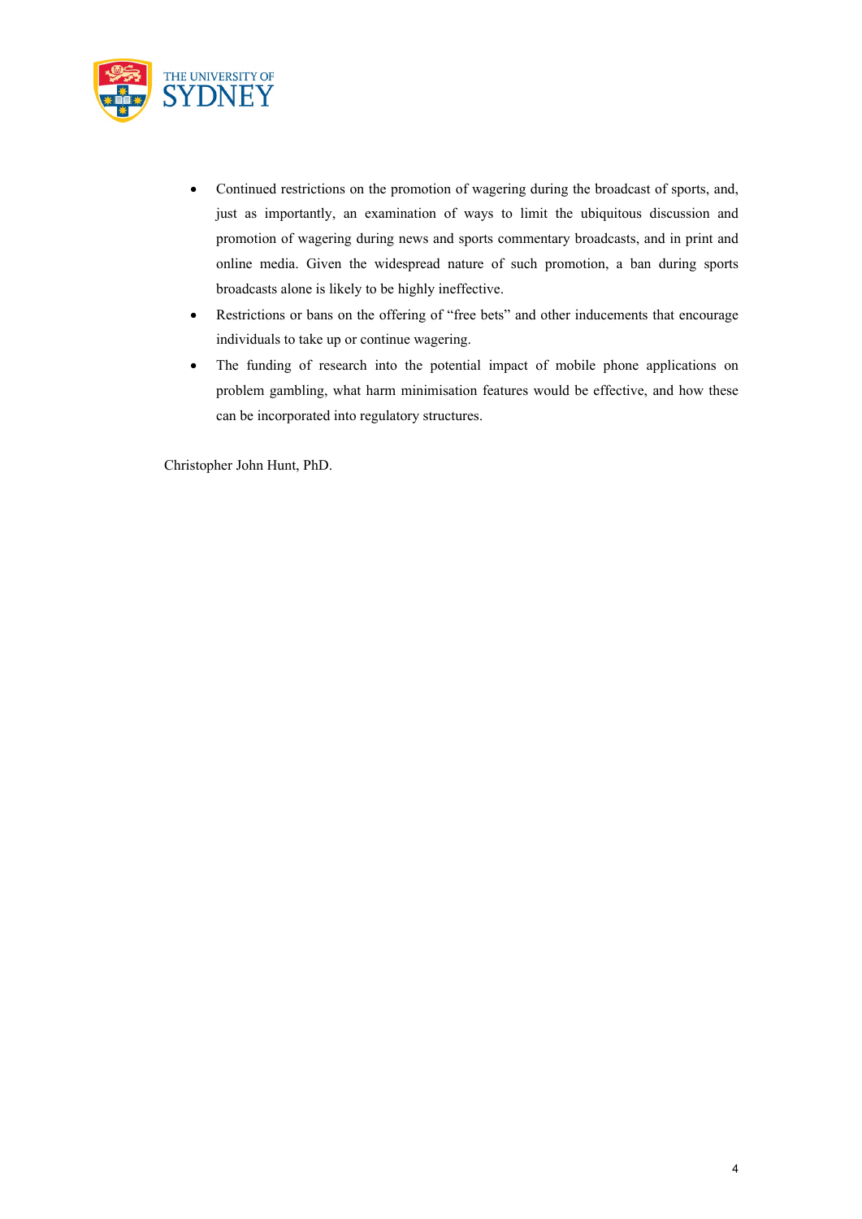- Continued restrictions on the promotion of wagering during the broadcast of sports, and, just as importantly, an examination of ways to limit the ubiquitous discussion and promotion of wagering during news and sports commentary broadcasts, and in print and online media. Given the widespread nature of such promotion, a ban during sports broadcasts alone is likely to be highly ineffective.
- Restrictions or bans on the offering of "free bets" and other inducements that encourage individuals to take up or continue wagering.
- The funding of research into the potential impact of mobile phone applications on problem gambling, what harm minimisation features would be effective, and how these can be incorporated into regulatory structures.

Christopher John Hunt, PhD.